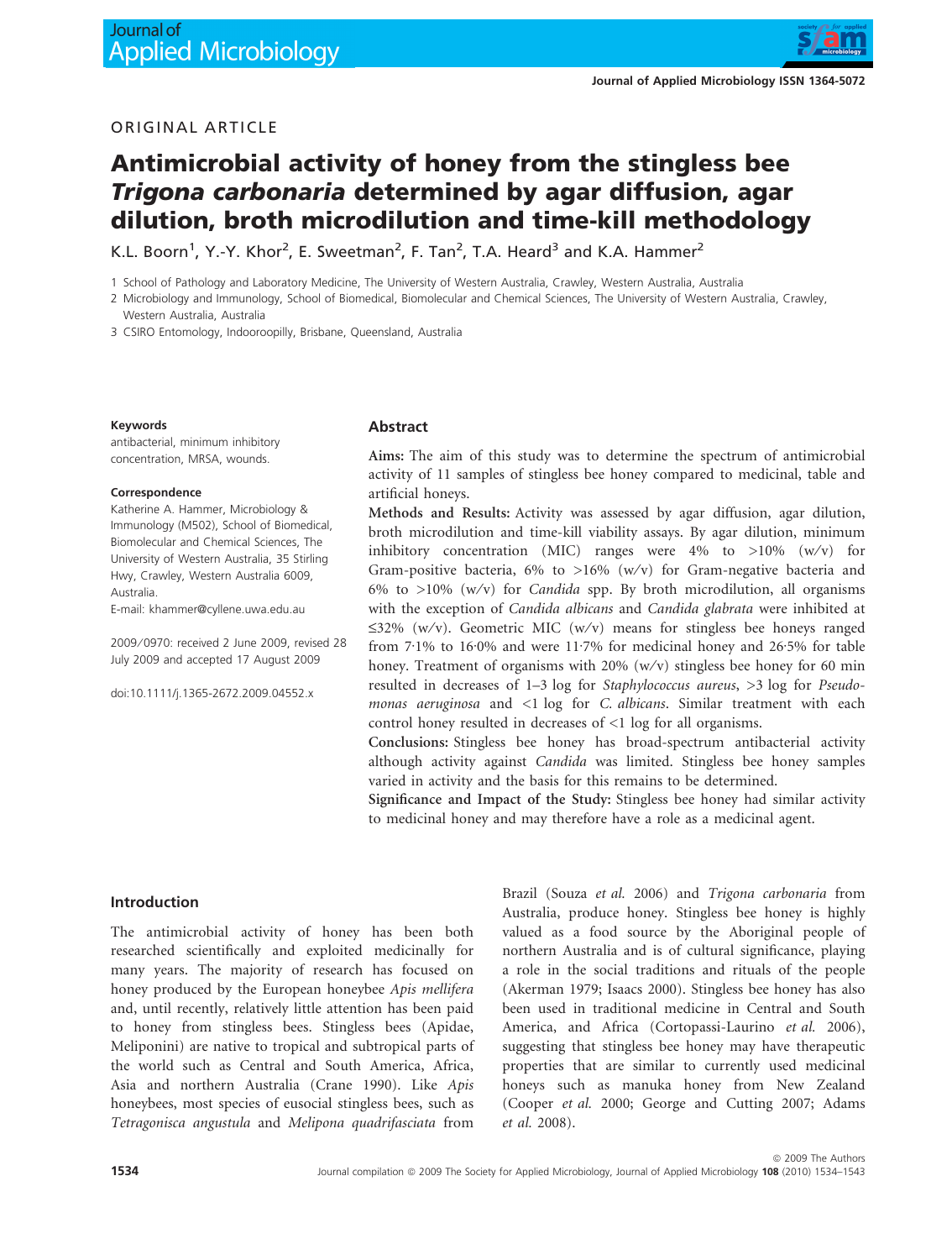ORIGINAL ARTICLE

# Antimicrobial activity of honey from the stingless bee *Trigona carbonaria* determined by agar diffusion, agar dilution, broth microdilution and time-kill methodology

K.L. Boorn[1], Y.-Y. Khor[2], E. Sweetman[2], F. Tan[2], T.A. Heard[3] and K.A. Hammer[2]

1 School of Pathology and Laboratory Medicine, The University of Western Australia, Crawley, Western Australia, Australia

2 Microbiology and Immunology, School of Biomedical, Biomolecular and Chemical Sciences, The University of Western Australia, Crawley, Western Australia, Australia

3 CSIRO Entomology, Indooroopilly, Brisbane, Queensland, Australia

**Keywords**

antibacterial, minimum inhibitory concentration, MRSA, wounds.

**Correspondence**

Katherine A. Hammer, Microbiology & Immunology (M502), School of Biomedical, Biomolecular and Chemical Sciences, The University of Western Australia, 35 Stirling Hwy, Crawley, Western Australia 6009, Australia.

E-mail: khammer@cyllene.uwa.edu.au

2009/0970: received 2 June 2009, revised 28 July 2009 and accepted 17 August 2009

doi:10.1111/j.1365-2672.2009.04552.x

## Abstract

**Aims:** The aim of this study was to determine the spectrum of antimicrobial activity of 11 samples of stingless bee honey compared to medicinal, table and artificial honeys.

**Methods and Results:** Activity was assessed by agar diffusion, agar dilution, broth microdilution and time-kill viability assays. By agar dilution, minimum inhibitory concentration (MIC) ranges were 4% to >10% (w/v) for Gram-positive bacteria, 6% to >16% (w/v) for Gram-negative bacteria and 6% to >10% (w/v) for *Candida* spp. By broth microdilution, all organisms with the exception of *Candida albicans* and *Candida glabrata* were inhibited at ≤32% (w/v). Geometric MIC (w/v) means for stingless bee honeys ranged from 7·1% to 16·0% and were 11·7% for medicinal honey and 26·5% for table honey. Treatment of organisms with 20% (w/v) stingless bee honey for 60 min resulted in decreases of 1–3 log for *Staphylococcus aureus*, >3 log for *Pseudomonas aeruginosa* and <1 log for *C. albicans*. Similar treatment with each control honey resulted in decreases of <1 log for all organisms.

**Conclusions:** Stingless bee honey has broad-spectrum antibacterial activity although activity against *Candida* was limited. Stingless bee honey samples varied in activity and the basis for this remains to be determined.

**Significance and Impact of the Study:** Stingless bee honey had similar activity to medicinal honey and may therefore have a role as a medicinal agent.

## Introduction

The antimicrobial activity of honey has been both researched scientifically and exploited medicinally for many years. The majority of research has focused on honey produced by the European honeybee *Apis mellifera* and, until recently, relatively little attention has been paid to honey from stingless bees. Stingless bees (Apidae, Meliponini) are native to tropical and subtropical parts of the world such as Central and South America, Africa, Asia and northern Australia (Crane 1990). Like *Apis* honeybees, most species of eusocial stingless bees, such as *Tetragonisca angustula* and *Melipona quadrifasciata* from Brazil (Souza *et al.* 2006) and *Trigona carbonaria* from Australia, produce honey. Stingless bee honey is highly valued as a food source by the Aboriginal people of northern Australia and is of cultural significance, playing a role in the social traditions and rituals of the people (Akerman 1979; Isaacs 2000). Stingless bee honey has also been used in traditional medicine in Central and South America, and Africa (Cortopassi-Laurino *et al.* 2006), suggesting that stingless bee honey may have therapeutic properties that are similar to currently used medicinal honeys such as manuka honey from New Zealand (Cooper *et al.* 2000; George and Cutting 2007; Adams *et al.* 2008).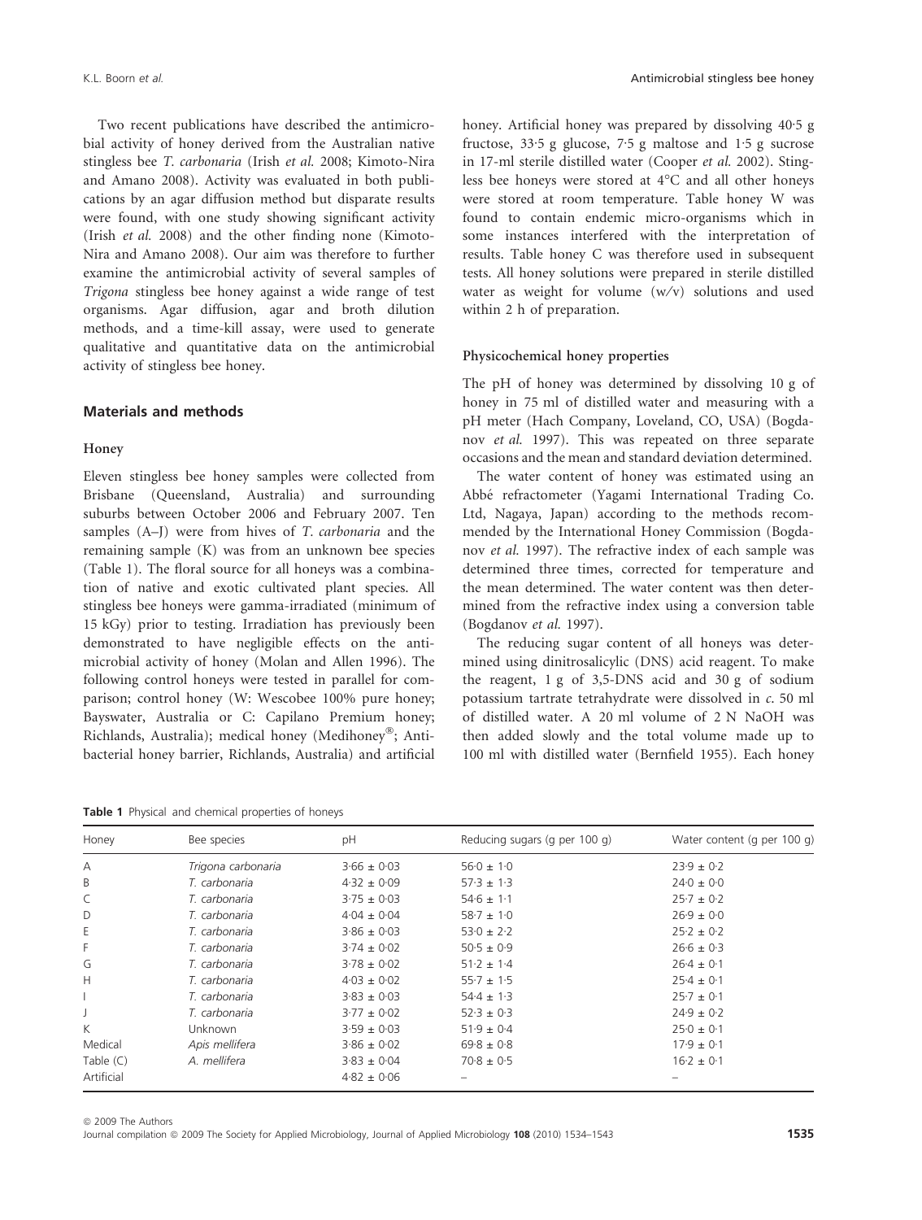Two recent publications have described the antimicrobial activity of honey derived from the Australian native stingless bee *T. carbonaria* (Irish *et al.* 2008; Kimoto-Nira and Amano 2008). Activity was evaluated in both publications by an agar diffusion method but disparate results were found, with one study showing significant activity (Irish *et al.* 2008) and the other finding none (Kimoto-Nira and Amano 2008). Our aim was therefore to further examine the antimicrobial activity of several samples of *Trigona* stingless bee honey against a wide range of test organisms. Agar diffusion, agar and broth dilution methods, and a time-kill assay, were used to generate qualitative and quantitative data on the antimicrobial activity of stingless bee honey.

## Materials and methods

### Honey

Eleven stingless bee honey samples were collected from Brisbane (Queensland, Australia) and surrounding suburbs between October 2006 and February 2007. Ten samples (A–J) were from hives of *T. carbonaria* and the remaining sample (K) was from an unknown bee species (Table 1). The floral source for all honeys was a combination of native and exotic cultivated plant species. All stingless bee honeys were gamma-irradiated (minimum of 15 kGy) prior to testing. Irradiation has previously been demonstrated to have negligible effects on the antimicrobial activity of honey (Molan and Allen 1996). The following control honeys were tested in parallel for comparison; control honey (W: Wescobee 100% pure honey; Bayswater, Australia or C: Capilano Premium honey; Richlands, Australia); medical honey (Medihoney®; Antibacterial honey barrier, Richlands, Australia) and artificial honey. Artificial honey was prepared by dissolving 40·5 g fructose, 33·5 g glucose, 7·5 g maltose and 1·5 g sucrose in 17-ml sterile distilled water (Cooper *et al.* 2002). Stingless bee honeys were stored at 4°C and all other honeys were stored at room temperature. Table honey W was found to contain endemic micro-organisms which in some instances interfered with the interpretation of results. Table honey C was therefore used in subsequent tests. All honey solutions were prepared in sterile distilled water as weight for volume (w/v) solutions and used within 2 h of preparation.

### Physicochemical honey properties

The pH of honey was determined by dissolving 10 g of honey in 75 ml of distilled water and measuring with a pH meter (Hach Company, Loveland, CO, USA) (Bogdanov *et al.* 1997). This was repeated on three separate occasions and the mean and standard deviation determined.

The water content of honey was estimated using an Abbé refractometer (Yagami International Trading Co. Ltd, Nagaya, Japan) according to the methods recommended by the International Honey Commission (Bogdanov *et al.* 1997). The refractive index of each sample was determined three times, corrected for temperature and the mean determined. The water content was then determined from the refractive index using a conversion table (Bogdanov *et al.* 1997).

The reducing sugar content of all honeys was determined using dinitrosalicylic (DNS) acid reagent. To make the reagent, 1 g of 3,5-DNS acid and 30 g of sodium potassium tartrate tetrahydrate were dissolved in *c.* 50 ml of distilled water. A 20 ml volume of 2 N NaOH was then added slowly and the total volume made up to 100 ml with distilled water (Bernfield 1955). Each honey

**Table 1** Physical and chemical properties of honeys

| Honey | Bee species | pH | Reducing sugars (g per 100 g) | Water content (g per 100 g) |
|---|---|---|---|---|
| A | *Trigona carbonaria* | 3·66 ± 0·03 | 56·0 ± 1·0 | 23·9 ± 0·2 |
| B | *T. carbonaria* | 4·32 ± 0·09 | 57·3 ± 1·3 | 24·0 ± 0·0 |
| C | *T. carbonaria* | 3·75 ± 0·03 | 54·6 ± 1·1 | 25·7 ± 0·2 |
| D | *T. carbonaria* | 4·04 ± 0·04 | 58·7 ± 1·0 | 26·9 ± 0·0 |
| E | *T. carbonaria* | 3·86 ± 0·03 | 53·0 ± 2·2 | 25·2 ± 0·2 |
| F | *T. carbonaria* | 3·74 ± 0·02 | 50·5 ± 0·9 | 26·6 ± 0·3 |
| G | *T. carbonaria* | 3·78 ± 0·02 | 51·2 ± 1·4 | 26·4 ± 0·1 |
| H | *T. carbonaria* | 4·03 ± 0·02 | 55·7 ± 1·5 | 25·4 ± 0·1 |
| I | *T. carbonaria* | 3·83 ± 0·03 | 54·4 ± 1·3 | 25·7 ± 0·1 |
| J | *T. carbonaria* | 3·77 ± 0·02 | 52·3 ± 0·3 | 24·9 ± 0·2 |
| K | Unknown | 3·59 ± 0·03 | 51·9 ± 0·4 | 25·0 ± 0·1 |
| Medical | *Apis mellifera* | 3·86 ± 0·02 | 69·8 ± 0·8 | 17·9 ± 0·1 |
| Table (C) | *A. mellifera* | 3·83 ± 0·04 | 70·8 ± 0·5 | 16·2 ± 0·1 |
| Artificial | | 4·82 ± 0·06 | – | – |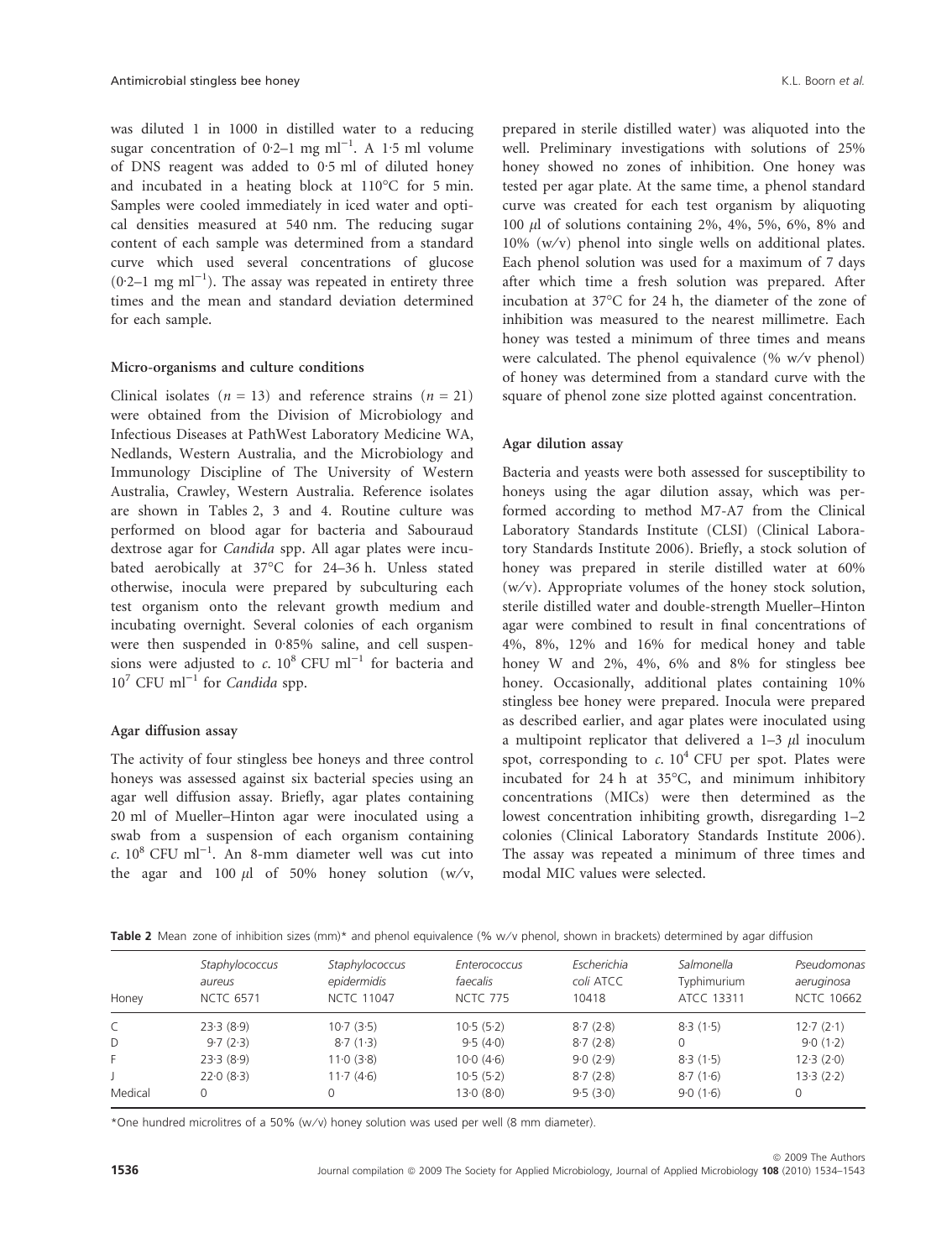was diluted 1 in 1000 in distilled water to a reducing sugar concentration of 0·2–1 mg $ml^{-1}$. A 1·5 ml volume of DNS reagent was added to 0·5 ml of diluted honey and incubated in a heating block at 110°C for 5 min. Samples were cooled immediately in iced water and optical densities measured at 540 nm. The reducing sugar content of each sample was determined from a standard curve which used several concentrations of glucose (0·2–1 mg $ml^{-1}$). The assay was repeated in entirety three times and the mean and standard deviation determined for each sample.

### Micro-organisms and culture conditions

Clinical isolates ($n = 13$) and reference strains ($n = 21$) were obtained from the Division of Microbiology and Infectious Diseases at PathWest Laboratory Medicine WA, Nedlands, Western Australia, and the Microbiology and Immunology Discipline of The University of Western Australia, Crawley, Western Australia. Reference isolates are shown in Tables 2, 3 and 4. Routine culture was performed on blood agar for bacteria and Sabouraud dextrose agar for *Candida* spp. All agar plates were incubated aerobically at 37°C for 24–36 h. Unless stated otherwise, inocula were prepared by subculturing each test organism onto the relevant growth medium and incubating overnight. Several colonies of each organism were then suspended in 0·85% saline, and cell suspensions were adjusted to *c.* $10^8$ CFU $ml^{-1}$ for bacteria and $10^7$ CFU $ml^{-1}$ for *Candida* spp.

### Agar diffusion assay

The activity of four stingless bee honeys and three control honeys was assessed against six bacterial species using an agar well diffusion assay. Briefly, agar plates containing 20 ml of Mueller–Hinton agar were inoculated using a swab from a suspension of each organism containing *c.* $10^8$ CFU $ml^{-1}$. An 8-mm diameter well was cut into the agar and 100 $\mu$l of 50% honey solution (w/v, prepared in sterile distilled water) was aliquoted into the well. Preliminary investigations with solutions of 25% honey showed no zones of inhibition. One honey was tested per agar plate. At the same time, a phenol standard curve was created for each test organism by aliquoting 100 $\mu$l of solutions containing 2%, 4%, 5%, 6%, 8% and 10% (w/v) phenol into single wells on additional plates. Each phenol solution was used for a maximum of 7 days after which time a fresh solution was prepared. After incubation at 37°C for 24 h, the diameter of the zone of inhibition was measured to the nearest millimetre. Each honey was tested a minimum of three times and means were calculated. The phenol equivalence (% w/v phenol) of honey was determined from a standard curve with the square of phenol zone size plotted against concentration.

### Agar dilution assay

Bacteria and yeasts were both assessed for susceptibility to honeys using the agar dilution assay, which was performed according to method M7-A7 from the Clinical Laboratory Standards Institute (CLSI) (Clinical Laboratory Standards Institute 2006). Briefly, a stock solution of honey was prepared in sterile distilled water at 60% (w/v). Appropriate volumes of the honey stock solution, sterile distilled water and double-strength Mueller–Hinton agar were combined to result in final concentrations of 4%, 8%, 12% and 16% for medical honey and table honey W and 2%, 4%, 6% and 8% for stingless bee honey. Occasionally, additional plates containing 10% stingless bee honey were prepared. Inocula were prepared as described earlier, and agar plates were inoculated using a multipoint replicator that delivered a 1–3 $\mu$l inoculum spot, corresponding to *c.* $10^4$ CFU per spot. Plates were incubated for 24 h at 35°C, and minimum inhibitory concentrations (MICs) were then determined as the lowest concentration inhibiting growth, disregarding 1–2 colonies (Clinical Laboratory Standards Institute 2006). The assay was repeated a minimum of three times and modal MIC values were selected.

**Table 2** Mean zone of inhibition sizes (mm)* and phenol equivalence (% w/v phenol, shown in brackets) determined by agar diffusion

| Honey | *Staphylococcus aureus* NCTC 6571 | *Staphylococcus epidermidis* NCTC 11047 | *Enterococcus faecalis* NCTC 775 | *Escherichia coli* ATCC 10418 | *Salmonella* Typhimurium ATCC 13311 | *Pseudomonas aeruginosa* NCTC 10662 |
|---|---|---|---|---|---|---|
| C | 23·3 (8·9) | 10·7 (3·5) | 10·5 (5·2) | 8·7 (2·8) | 8·3 (1·5) | 12·7 (2·1) |
| D | 9·7 (2·3) | 8·7 (1·3) | 9·5 (4·0) | 8·7 (2·8) | 0 | 9·0 (1·2) |
| F | 23·3 (8·9) | 11·0 (3·8) | 10·0 (4·6) | 9·0 (2·9) | 8·3 (1·5) | 12·3 (2·0) |
| J | 22·0 (8·3) | 11·7 (4·6) | 10·5 (5·2) | 8·7 (2·8) | 8·7 (1·6) | 13·3 (2·2) |
| Medical | 0 | 0 | 13·0 (8·0) | 9·5 (3·0) | 9·0 (1·6) | 0 |

*One hundred microlitres of a 50% (w/v) honey solution was used per well (8 mm diameter).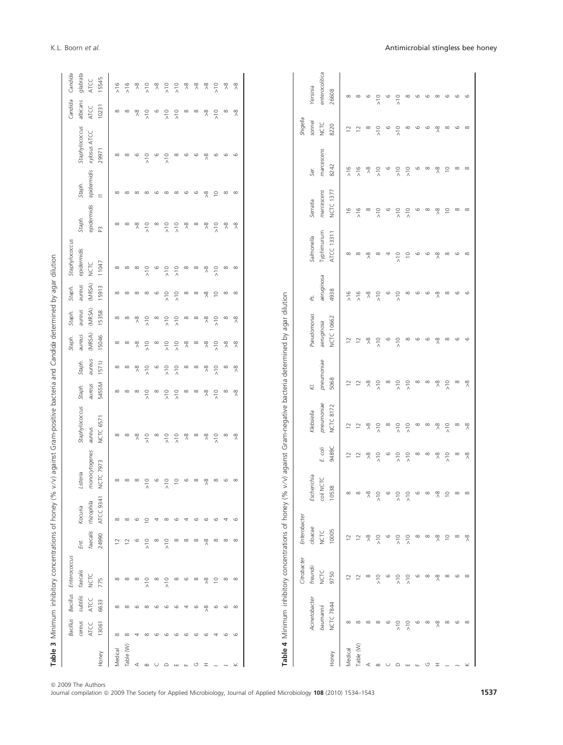**Table 3** Minimum inhibitory concentrations of honey (% v/v) against Gram-positive bacteria and *Candida* determined by agar dilution

| Honey | *Bacillus cereus* ATCC 13061 | *Bacillus subtilis* ATCC 6633 | *Enterococcus faecalis* NCTC 775 | *Ent. faecalis* 24990 | *Kocuria rhizophila* ATCC 9341 | *Listeria monocytogenes* NCTC 7973 | *Staphylococcus aureus* NCTC 6571 | *Staph. aureus* 5455M | *Staph. aureus* 1571J | *Staph. aureus* (MRSA) 15046 | *Staph. aureus* (MRSA) 15358 | *Staph. aureus* (MRSA) 15913 | *Staphylococcus epidermidis* NCTC 11047 | *Staph. epidermidis* P3 | *Staph. epidermidis* 11 | *Staphylococcus xylosus* ATCC 29971 | *Candida albicans* ATCC 10231 | *Candida glabrata* ATCC 15545 |
|---|---|---|---|---|---|---|---|---|---|---|---|---|---|---|---|---|---|---|
| Medical | 8 | 8 | 8 | 12 | 8 | 8 | 8 | 8 | 8 | 8 | 8 | 8 | 8 | 8 | 8 | 8 | 8 | >16 |
| Table (W) | 8 | 8 | 8 | 12 | 8 | 8 | 8 | 8 | 8 | 8 | 8 | 8 | 8 | 8 | 8 | 8 | 8 | >16 |
| A | 4 | 6 | 8 | 6 | 6 | 8 | >8 | 8 | >8 | >8 | >8 | 8 | 8 | >8 | 8 | 6 | >8 | >8 |
| B | 8 | 8 | >10 | >10 | 10 | >10 | >10 | >10 | >10 | >10 | >10 | 8 | >10 | >10 | 8 | >10 | >10 | >10 |
| C | 6 | 6 | 8 | 8 | 4 | 6 | 8 | 8 | 6 | 8 | 8 | 6 | 6 | 8 | 6 | 6 | 6 | >8 |
| D | 6 | 6 | >10 | >10 | 8 | >10 | >10 | >10 | >10 | >10 | >10 | >10 | >10 | >10 | 8 | >10 | >10 | >10 |
| E | 6 | 6 | 8 | 8 | 6 | 10 | >10 | >10 | >10 | >10 | >10 | >10 | >10 | >10 | 8 | 8 | >10 | >10 |
| F | 6 | 4 | 6 | 8 | 4 | 6 | >8 | 8 | 8 | >8 | 8 | 8 | 8 | >8 | 6 | 6 | 8 | >8 |
| G | 6 | 6 | 8 | 8 | 6 | 8 | 8 | 8 | 8 | 8 | 8 | 8 | 8 | 8 | 6 | 6 | 8 | >8 |
| H | 6 | >8 | >8 | >8 | 6 | >8 | >8 | >8 | >8 | >8 | >8 | >8 | >8 | >8 | >8 | >8 | >8 | >8 |
| I | 4 | 6 | 10 | 8 | 6 | 8 | >10 | >10 | >10 | >10 | >10 | 10 | >10 | >10 | 10 | 6 | >10 | >10 |
| J | 6 | 6 | 8 | 8 | 4 | 6 | 8 | 8 | 8 | >8 | 8 | 8 | 8 | >8 | 8 | 6 | 8 | >8 |
| K | 6 | 8 | 8 | 8 | 6 | 8 | >8 | >8 | >8 | >8 | >8 | 8 | 8 | >8 | 8 | 6 | >8 | >8 |

**Table 4** Minimum inhibitory concentrations of honey (% v/v) against Gram-negative bacteria determined by agar dilution

| Honey | *Acinetobacter baumannii* NCTC 7844 | *Citrobacter freundii* NCTC 9750 | *Enterobacter cloacae* NCTC 10005 | *Escherichia coli* NCTC 10538 | *E. coli* 9489C | *Klebsiella pneumoniae* NCTC 8172 | *Kl. pneumoniae* 5068 | *Pseudomonas aeruginosa* NCTC 10662 | *Ps. aeruginosa* 4938 | *Salmonella* Typhimurium ATCC 13311 | *Serratia marcescens* NCTC 1377 | *Ser. marcescens* 8242 | *Shigella sonnei* NCTC 8220 | *Yersinia enterocolitica* 26608 |
|---|---|---|---|---|---|---|---|---|---|---|---|---|---|---|
| Medical | 8 | 12 | 12 | 8 | 12 | 12 | 12 | 12 | >16 | 8 | 16 | >16 | 12 | 8 |
| Table (W) | 8 | 12 | 12 | 8 | 12 | 12 | 12 | 12 | >16 | 8 | >16 | >16 | 12 | 8 |
| A | 8 | 8 | >8 | >8 | >8 | >8 | >8 | >8 | >8 | >8 | 8 | >8 | 8 | 6 |
| B | 8 | >10 | >10 | >10 | >10 | >10 | >10 | >10 | >10 | 8 | >10 | >10 | >10 | >10 |
| C | 6 | 6 | 6 | 6 | 6 | 8 | 8 | 6 | 6 | 4 | 6 | 6 | 6 | 6 |
| D | >10 | >10 | >10 | >10 | >10 | >10 | >10 | >10 | >10 | >10 | >10 | >10 | >10 | >10 |
| E | >10 | >10 | >10 | >10 | >10 | >10 | >10 | 8 | 8 | 10 | >10 | >10 | 8 | 8 |
| F | 6 | 6 | 8 | 6 | 8 | 8 | 8 | 6 | 6 | 6 | 6 | 6 | 6 | 6 |
| G | 8 | 8 | 8 | 8 | 8 | 8 | 8 | 6 | 6 | 6 | 8 | 8 | 6 | 6 |
| H | >8 | >8 | >8 | >8 | >8 | >8 | >8 | >8 | >8 | >8 | >8 | >8 | >8 | 8 |
| I | 8 | 8 | 10 | 10 | >10 | >10 | >10 | 8 | 8 | 8 | 10 | 10 | 8 | 6 |
| J | 6 | 6 | 8 | 8 | 8 | 8 | 8 | 6 | 6 | 6 | 8 | 8 | 6 | 6 |
| K | 8 | 8 | >8 | 8 | >8 | >8 | >8 | 6 | 6 | 8 | 8 | 8 | 8 | 6 |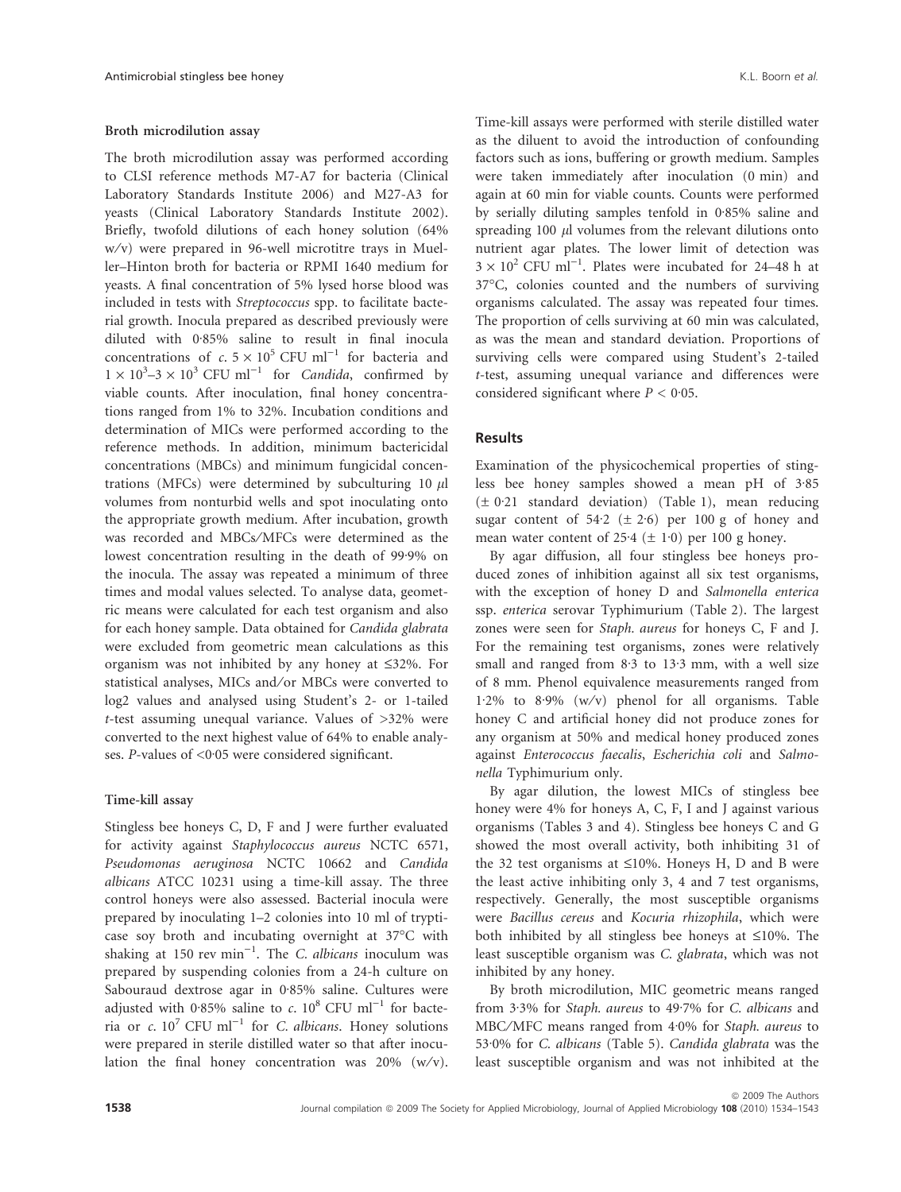#### Broth microdilution assay

The broth microdilution assay was performed according to CLSI reference methods M7-A7 for bacteria (Clinical Laboratory Standards Institute 2006) and M27-A3 for yeasts (Clinical Laboratory Standards Institute 2002). Briefly, twofold dilutions of each honey solution (64% w/v) were prepared in 96-well microtitre trays in Mueller–Hinton broth for bacteria or RPMI 1640 medium for yeasts. A final concentration of 5% lysed horse blood was included in tests with *Streptococcus* spp. to facilitate bacterial growth. Inocula prepared as described previously were diluted with 0·85% saline to result in final inocula concentrations of *c.* $5 \times 10^5$ CFU ml$^{-1}$ for bacteria and $1 \times 10^3$–$3 \times 10^3$ CFU ml$^{-1}$ for *Candida*, confirmed by viable counts. After inoculation, final honey concentrations ranged from 1% to 32%. Incubation conditions and determination of MICs were performed according to the reference methods. In addition, minimum bactericidal concentrations (MBCs) and minimum fungicidal concentrations (MFCs) were determined by subculturing 10 $\mu$l volumes from nonturbid wells and spot inoculating onto the appropriate growth medium. After incubation, growth was recorded and MBCs/MFCs were determined as the lowest concentration resulting in the death of 99·9% on the inocula. The assay was repeated a minimum of three times and modal values selected. To analyse data, geometric means were calculated for each test organism and also for each honey sample. Data obtained for *Candida glabrata* were excluded from geometric mean calculations as this organism was not inhibited by any honey at ≤32%. For statistical analyses, MICs and/or MBCs were converted to log2 values and analysed using Student's 2- or 1-tailed *t*-test assuming unequal variance. Values of >32% were converted to the next highest value of 64% to enable analyses. *P*-values of <0·05 were considered significant.

#### Time-kill assay

Stingless bee honeys C, D, F and J were further evaluated for activity against *Staphylococcus aureus* NCTC 6571, *Pseudomonas aeruginosa* NCTC 10662 and *Candida albicans* ATCC 10231 using a time-kill assay. The three control honeys were also assessed. Bacterial inocula were prepared by inoculating 1–2 colonies into 10 ml of trypticase soy broth and incubating overnight at 37°C with shaking at 150 rev min$^{-1}$. The *C. albicans* inoculum was prepared by suspending colonies from a 24-h culture on Sabouraud dextrose agar in 0·85% saline. Cultures were adjusted with 0·85% saline to *c.* $10^8$ CFU ml$^{-1}$ for bacteria or *c.* $10^7$ CFU ml$^{-1}$ for *C. albicans*. Honey solutions were prepared in sterile distilled water so that after inoculation the final honey concentration was 20% (w/v). Time-kill assays were performed with sterile distilled water as the diluent to avoid the introduction of confounding factors such as ions, buffering or growth medium. Samples were taken immediately after inoculation (0 min) and again at 60 min for viable counts. Counts were performed by serially diluting samples tenfold in 0·85% saline and spreading 100 $\mu$l volumes from the relevant dilutions onto nutrient agar plates. The lower limit of detection was $3 \times 10^2$ CFU ml$^{-1}$. Plates were incubated for 24–48 h at 37°C, colonies counted and the numbers of surviving organisms calculated. The assay was repeated four times. The proportion of cells surviving at 60 min was calculated, as was the mean and standard deviation. Proportions of surviving cells were compared using Student's 2-tailed *t*-test, assuming unequal variance and differences were considered significant where $P < 0·05$.

## Results

Examination of the physicochemical properties of stingless bee honey samples showed a mean pH of 3·85 (± 0·21 standard deviation) (Table 1), mean reducing sugar content of 54·2 (± 2·6) per 100 g of honey and mean water content of 25·4 (± 1·0) per 100 g honey.

By agar diffusion, all four stingless bee honeys produced zones of inhibition against all six test organisms, with the exception of honey D and *Salmonella enterica* ssp. *enterica* serovar Typhimurium (Table 2). The largest zones were seen for *Staph. aureus* for honeys C, F and J. For the remaining test organisms, zones were relatively small and ranged from 8·3 to 13·3 mm, with a well size of 8 mm. Phenol equivalence measurements ranged from 1·2% to 8·9% (w/v) phenol for all organisms. Table honey C and artificial honey did not produce zones for any organism at 50% and medical honey produced zones against *Enterococcus faecalis*, *Escherichia coli* and *Salmonella* Typhimurium only.

By agar dilution, the lowest MICs of stingless bee honey were 4% for honeys A, C, F, I and J against various organisms (Tables 3 and 4). Stingless bee honeys C and G showed the most overall activity, both inhibiting 31 of the 32 test organisms at ≤10%. Honeys H, D and B were the least active inhibiting only 3, 4 and 7 test organisms, respectively. Generally, the most susceptible organisms were *Bacillus cereus* and *Kocuria rhizophila*, which were both inhibited by all stingless bee honeys at ≤10%. The least susceptible organism was *C. glabrata*, which was not inhibited by any honey.

By broth microdilution, MIC geometric means ranged from 3·3% for *Staph. aureus* to 49·7% for *C. albicans* and MBC/MFC means ranged from 4·0% for *Staph. aureus* to 53·0% for *C. albicans* (Table 5). *Candida glabrata* was the least susceptible organism and was not inhibited at the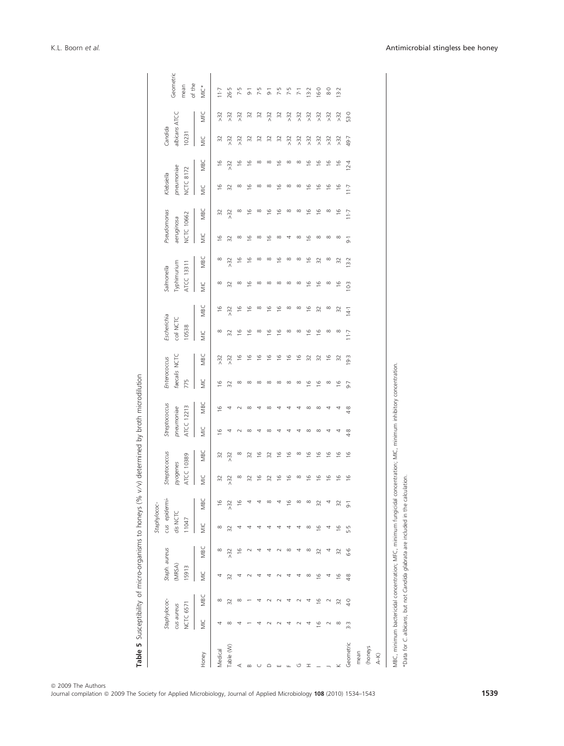**Table 5** Susceptibility of micro-organisms to honeys (% v/v) determined by broth microdilution

| Honey | *Staphylococcus aureus* NCTC 6571 | | *Staph. aureus* (MRSA) 15913 | | *Staphylococcus epidermidis* NCTC 11047 | | *Streptococcus pyogenes* ATCC 10389 | | *Streptococcus pneumoniae* ATCC 12213 | | *Enterococcus faecalis* NCTC 775 | | *Escherichia coli* NCTC 10538 | | *Salmonella* Typhimurium ATCC 13311 | | *Pseudomonas aeruginosa* NCTC 10662 | | *Klebsiella pneumoniae* NCTC 8172 | | *Candida albicans* ATCC 10231 | | Geometric mean of the MIC* |
|---|---|---|---|---|---|---|---|---|---|---|---|---|---|---|---|---|---|---|---|---|---|---|---|
| | MIC | MBC | MIC | MBC | MIC | MBC | MIC | MBC | MIC | MBC | MIC | MBC | MIC | MBC | MIC | MBC | MIC | MBC | MIC | MBC | MIC | MFC | MIC* |
| Medical | 4 | 8 | 4 | 8 | 8 | 16 | 32 | 32 | 16 | 16 | 16 | >32 | 8 | 16 | 8 | 8 | 16 | 32 | 16 | 16 | 32 | >32 | 11·7 |
| Table (W) | 8 | 32 | 32 | >32 | 32 | >32 | >32 | >32 | 4 | 4 | 32 | >32 | 32 | >32 | 32 | >32 | 32 | >32 | 32 | >32 | >32 | >32 | 26·5 |
| A | 4 | 8 | 4 | 16 | 4 | 16 | 8 | 8 | 2 | 2 | 8 | 16 | 16 | 16 | 8 | 16 | 8 | 8 | 8 | 16 | >32 | >32 | 7·5 |
| B | 1 | 1 | 2 | 2 | 4 | 4 | 32 | 32 | 8 | 8 | 8 | 16 | 16 | 16 | 16 | 16 | 16 | 16 | 16 | 16 | 32 | 32 | 9·1 |
| C | 4 | 4 | 4 | 4 | 4 | 4 | 16 | 16 | 4 | 4 | 8 | 16 | 8 | 8 | 8 | 8 | 8 | 8 | 8 | 8 | 32 | 32 | 7·5 |
| D | 2 | 2 | 4 | 4 | 4 | 8 | 32 | 32 | 8 | 8 | 8 | 16 | 16 | 16 | 8 | 8 | 16 | 16 | 8 | 8 | 32 | >32 | 9·1 |
| E | 2 | 2 | 2 | 2 | 4 | 4 | 16 | 16 | 4 | 4 | 8 | 16 | 16 | 16 | 8 | 16 | 8 | 16 | 16 | 16 | 32 | 32 | 7·5 |
| F | 4 | 4 | 4 | 8 | 4 | 16 | 16 | 16 | 4 | 4 | 8 | 16 | 8 | 8 | 8 | 8 | 4 | 8 | 8 | 8 | >32 | >32 | 7·5 |
| G | 2 | 2 | 4 | 4 | 4 | 8 | 8 | 8 | 4 | 4 | 8 | 16 | 8 | 8 | 8 | 8 | 8 | 8 | 8 | 8 | >32 | >32 | 7·1 |
| H | 4 | 4 | 8 | 8 | 8 | 8 | 16 | 16 | 8 | 8 | 16 | 32 | 16 | 16 | 16 | 16 | 16 | 16 | 16 | 16 | >32 | >32 | 13·2 |
| I | 16 | 16 | 16 | 32 | 16 | 32 | 16 | 16 | 8 | 8 | 16 | 32 | 16 | 32 | 16 | 32 | 8 | 16 | 16 | 16 | >32 | >32 | 16·0 |
| J | 2 | 2 | 4 | 4 | 4 | 4 | 16 | 16 | 4 | 4 | 8 | 16 | 8 | 8 | 8 | 8 | 8 | 8 | 16 | 16 | >32 | >32 | 8·0 |
| K | 8 | 32 | 16 | 32 | 16 | 32 | 16 | 16 | 4 | 4 | 16 | 32 | 8 | 32 | 16 | 32 | 8 | 16 | 16 | 16 | >32 | >32 | 13·2 |
| Geometric mean (honeys A–K) | 3·3 | 4·0 | 4·8 | 6·6 | 5·5 | 9·1 | 16 | 16 | 4·8 | 4·8 | 9·7 | 19·3 | 11·7 | 14·1 | 10·3 | 13·2 | 9·1 | 11·7 | 11·7 | 12·4 | 49·7 | 53·0 | |

MBC, minimum bactericidal concentration; MFC, minimum fungicidal concentration; MIC, minimum inhibitory concentration.

*Data for *C. albicans*, but not *Candida glabrata* are included in the calculation.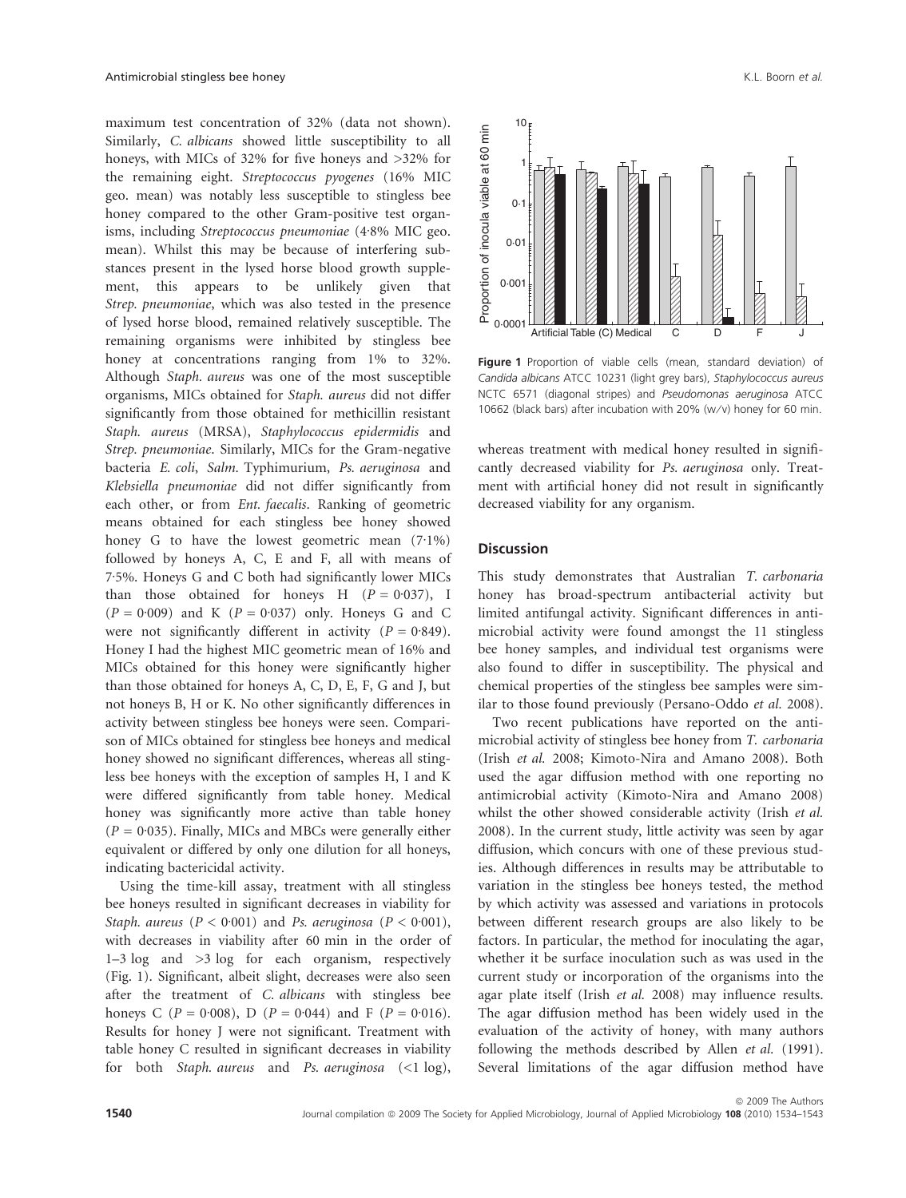maximum test concentration of 32% (data not shown). Similarly, *C. albicans* showed little susceptibility to all honeys, with MICs of 32% for five honeys and >32% for the remaining eight. *Streptococcus pyogenes* (16% MIC geo. mean) was notably less susceptible to stingless bee honey compared to the other Gram-positive test organisms, including *Streptococcus pneumoniae* (4·8% MIC geo. mean). Whilst this may be because of interfering substances present in the lysed horse blood growth supplement, this appears to be unlikely given that *Strep. pneumoniae*, which was also tested in the presence of lysed horse blood, remained relatively susceptible. The remaining organisms were inhibited by stingless bee honey at concentrations ranging from 1% to 32%. Although *Staph. aureus* was one of the most susceptible organisms, MICs obtained for *Staph. aureus* did not differ significantly from those obtained for methicillin resistant *Staph. aureus* (MRSA), *Staphylococcus epidermidis* and *Strep. pneumoniae*. Similarly, MICs for the Gram-negative bacteria *E. coli*, *Salm.* Typhimurium, *Ps. aeruginosa* and *Klebsiella pneumoniae* did not differ significantly from each other, or from *Ent. faecalis*. Ranking of geometric means obtained for each stingless bee honey showed honey G to have the lowest geometric mean (7·1%) followed by honeys A, C, E and F, all with means of 7·5%. Honeys G and C both had significantly lower MICs than those obtained for honeys H ($P = 0.037$), I ($P = 0.009$) and K ($P = 0.037$) only. Honeys G and C were not significantly different in activity ($P = 0.849$). Honey I had the highest MIC geometric mean of 16% and MICs obtained for this honey were significantly higher than those obtained for honeys A, C, D, E, F, G and J, but not honeys B, H or K. No other significantly differences in activity between stingless bee honeys were seen. Comparison of MICs obtained for stingless bee honeys and medical honey showed no significant differences, whereas all stingless bee honeys with the exception of samples H, I and K were differed significantly from table honey. Medical honey was significantly more active than table honey ($P = 0.035$). Finally, MICs and MBCs were generally either equivalent or differed by only one dilution for all honeys, indicating bactericidal activity.

Using the time-kill assay, treatment with all stingless bee honeys resulted in significant decreases in viability for *Staph. aureus* ($P < 0.001$) and *Ps. aeruginosa* ($P < 0.001$), with decreases in viability after 60 min in the order of 1–3 log and >3 log for each organism, respectively (Fig. 1). Significant, albeit slight, decreases were also seen after the treatment of *C. albicans* with stingless bee honeys C ($P = 0.008$), D ($P = 0.044$) and F ($P = 0.016$). Results for honey J were not significant. Treatment with table honey C resulted in significant decreases in viability for both *Staph. aureus* and *Ps. aeruginosa* (<1 log), whereas treatment with medical honey resulted in significantly decreased viability for *Ps. aeruginosa* only. Treatment with artificial honey did not result in significantly decreased viability for any organism.

**Figure 1** Proportion of viable cells (mean, standard deviation) of *Candida albicans* ATCC 10231 (light grey bars), *Staphylococcus aureus* NCTC 6571 (diagonal stripes) and *Pseudomonas aeruginosa* ATCC 10662 (black bars) after incubation with 20% (w/v) honey for 60 min.

## Discussion

This study demonstrates that Australian *T. carbonaria* honey has broad-spectrum antibacterial activity but limited antifungal activity. Significant differences in antimicrobial activity were found amongst the 11 stingless bee honey samples, and individual test organisms were also found to differ in susceptibility. The physical and chemical properties of the stingless bee samples were similar to those found previously (Persano-Oddo *et al.* 2008).

Two recent publications have reported on the antimicrobial activity of stingless bee honey from *T. carbonaria* (Irish *et al.* 2008; Kimoto-Nira and Amano 2008). Both used the agar diffusion method with one reporting no antimicrobial activity (Kimoto-Nira and Amano 2008) whilst the other showed considerable activity (Irish *et al.* 2008). In the current study, little activity was seen by agar diffusion, which concurs with one of these previous studies. Although differences in results may be attributable to variation in the stingless bee honeys tested, the method by which activity was assessed and variations in protocols between different research groups are also likely to be factors. In particular, the method for inoculating the agar, whether it be surface inoculation such as was used in the current study or incorporation of the organisms into the agar plate itself (Irish *et al.* 2008) may influence results. The agar diffusion method has been widely used in the evaluation of the activity of honey, with many authors following the methods described by Allen *et al.* (1991). Several limitations of the agar diffusion method have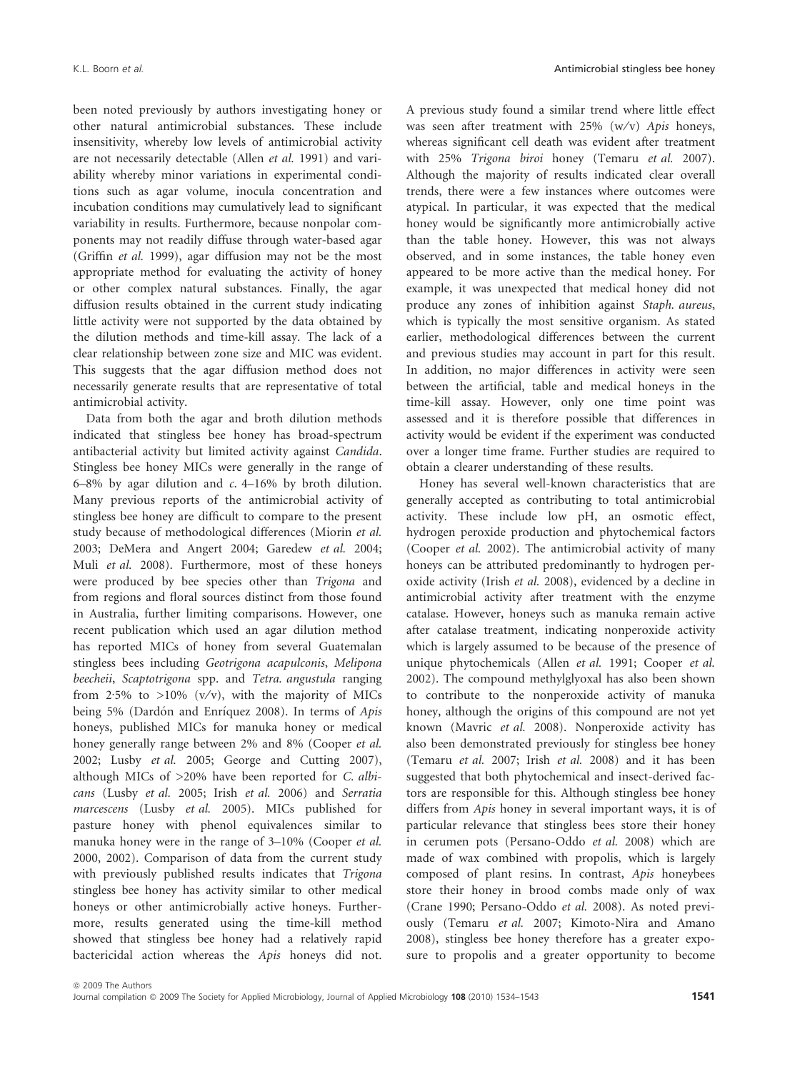been noted previously by authors investigating honey or other natural antimicrobial substances. These include insensitivity, whereby low levels of antimicrobial activity are not necessarily detectable (Allen *et al.* 1991) and variability whereby minor variations in experimental conditions such as agar volume, inocula concentration and incubation conditions may cumulatively lead to significant variability in results. Furthermore, because nonpolar components may not readily diffuse through water-based agar (Griffin *et al.* 1999), agar diffusion may not be the most appropriate method for evaluating the activity of honey or other complex natural substances. Finally, the agar diffusion results obtained in the current study indicating little activity were not supported by the data obtained by the dilution methods and time-kill assay. The lack of a clear relationship between zone size and MIC was evident. This suggests that the agar diffusion method does not necessarily generate results that are representative of total antimicrobial activity.

Data from both the agar and broth dilution methods indicated that stingless bee honey has broad-spectrum antibacterial activity but limited activity against *Candida*. Stingless bee honey MICs were generally in the range of 6–8% by agar dilution and *c*. 4–16% by broth dilution. Many previous reports of the antimicrobial activity of stingless bee honey are difficult to compare to the present study because of methodological differences (Miorin *et al.* 2003; DeMera and Angert 2004; Garedew *et al.* 2004; Muli *et al.* 2008). Furthermore, most of these honeys were produced by bee species other than *Trigona* and from regions and floral sources distinct from those found in Australia, further limiting comparisons. However, one recent publication which used an agar dilution method has reported MICs of honey from several Guatemalan stingless bees including *Geotrigona acapulconis*, *Melipona beecheii*, *Scaptotrigona* spp. and *Tetra. angustula* ranging from 2·5% to >10% (v/v), with the majority of MICs being 5% (Dardón and Enríquez 2008). In terms of *Apis* honeys, published MICs for manuka honey or medical honey generally range between 2% and 8% (Cooper *et al.* 2002; Lusby *et al.* 2005; George and Cutting 2007), although MICs of >20% have been reported for *C. albicans* (Lusby *et al.* 2005; Irish *et al.* 2006) and *Serratia marcescens* (Lusby *et al.* 2005). MICs published for pasture honey with phenol equivalences similar to manuka honey were in the range of 3–10% (Cooper *et al.* 2000, 2002). Comparison of data from the current study with previously published results indicates that *Trigona* stingless bee honey has activity similar to other medical honeys or other antimicrobially active honeys. Furthermore, results generated using the time-kill method showed that stingless bee honey had a relatively rapid bactericidal action whereas the *Apis* honeys did not. A previous study found a similar trend where little effect was seen after treatment with 25% (w/v) *Apis* honeys, whereas significant cell death was evident after treatment with 25% *Trigona biroi* honey (Temaru *et al.* 2007). Although the majority of results indicated clear overall trends, there were a few instances where outcomes were atypical. In particular, it was expected that the medical honey would be significantly more antimicrobially active than the table honey. However, this was not always observed, and in some instances, the table honey even appeared to be more active than the medical honey. For example, it was unexpected that medical honey did not produce any zones of inhibition against *Staph. aureus*, which is typically the most sensitive organism. As stated earlier, methodological differences between the current and previous studies may account in part for this result. In addition, no major differences in activity were seen between the artificial, table and medical honeys in the time-kill assay. However, only one time point was assessed and it is therefore possible that differences in activity would be evident if the experiment was conducted over a longer time frame. Further studies are required to obtain a clearer understanding of these results.

Honey has several well-known characteristics that are generally accepted as contributing to total antimicrobial activity. These include low pH, an osmotic effect, hydrogen peroxide production and phytochemical factors (Cooper *et al.* 2002). The antimicrobial activity of many honeys can be attributed predominantly to hydrogen peroxide activity (Irish *et al.* 2008), evidenced by a decline in antimicrobial activity after treatment with the enzyme catalase. However, honeys such as manuka remain active after catalase treatment, indicating nonperoxide activity which is largely assumed to be because of the presence of unique phytochemicals (Allen *et al.* 1991; Cooper *et al.* 2002). The compound methylglyoxal has also been shown to contribute to the nonperoxide activity of manuka honey, although the origins of this compound are not yet known (Mavric *et al.* 2008). Nonperoxide activity has also been demonstrated previously for stingless bee honey (Temaru *et al.* 2007; Irish *et al.* 2008) and it has been suggested that both phytochemical and insect-derived factors are responsible for this. Although stingless bee honey differs from *Apis* honey in several important ways, it is of particular relevance that stingless bees store their honey in cerumen pots (Persano-Oddo *et al.* 2008) which are made of wax combined with propolis, which is largely composed of plant resins. In contrast, *Apis* honeybees store their honey in brood combs made only of wax (Crane 1990; Persano-Oddo *et al.* 2008). As noted previously (Temaru *et al.* 2007; Kimoto-Nira and Amano 2008), stingless bee honey therefore has a greater exposure to propolis and a greater opportunity to become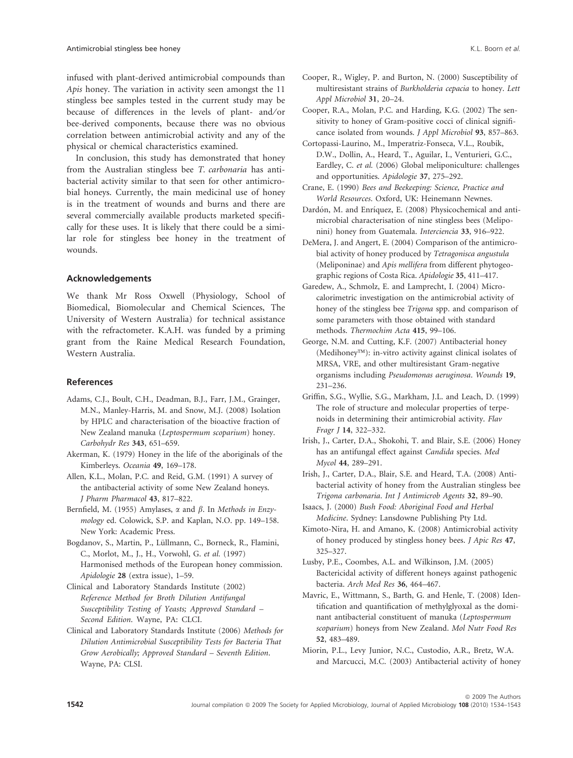infused with plant-derived antimicrobial compounds than *Apis* honey. The variation in activity seen amongst the 11 stingless bee samples tested in the current study may be because of differences in the levels of plant- and/or bee-derived components, because there was no obvious correlation between antimicrobial activity and any of the physical or chemical characteristics examined.

In conclusion, this study has demonstrated that honey from the Australian stingless bee *T. carbonaria* has antibacterial activity similar to that seen for other antimicrobial honeys. Currently, the main medicinal use of honey is in the treatment of wounds and burns and there are several commercially available products marketed specifically for these uses. It is likely that there could be a similar role for stingless bee honey in the treatment of wounds.

## Acknowledgements

We thank Mr Ross Oxwell (Physiology, School of Biomedical, Biomolecular and Chemical Sciences, The University of Western Australia) for technical assistance with the refractometer. K.A.H. was funded by a priming grant from the Raine Medical Research Foundation, Western Australia.

## References

Adams, C.J., Boult, C.H., Deadman, B.J., Farr, J.M., Grainger, M.N., Manley-Harris, M. and Snow, M.J. (2008) Isolation by HPLC and characterisation of the bioactive fraction of New Zealand manuka (*Leptospermum scoparium*) honey. *Carbohydr Res* **343**, 651–659.

Akerman, K. (1979) Honey in the life of the aboriginals of the Kimberleys. *Oceania* **49**, 169–178.

Allen, K.L., Molan, P.C. and Reid, G.M. (1991) A survey of the antibacterial activity of some New Zealand honeys. *J Pharm Pharmacol* **43**, 817–822.

Bernfield, M. (1955) Amylases, $\alpha$ and $\beta$. In *Methods in Enzymology* ed. Colowick, S.P. and Kaplan, N.O. pp. 149–158. New York: Academic Press.

Bogdanov, S., Martin, P., Lüllmann, C., Borneck, R., Flamini, C., Morlot, M., J., H., Vorwohl, G. *et al.* (1997) Harmonised methods of the European honey commission. *Apidologie* **28** (extra issue), 1–59.

Clinical and Laboratory Standards Institute (2002) *Reference Method for Broth Dilution Antifungal Susceptibility Testing of Yeasts; Approved Standard – Second Edition*. Wayne, PA: CLCI.

Clinical and Laboratory Standards Institute (2006) *Methods for Dilution Antimicrobial Susceptibility Tests for Bacteria That Grow Aerobically; Approved Standard – Seventh Edition*. Wayne, PA: CLSI.

Cooper, R., Wigley, P. and Burton, N. (2000) Susceptibility of multiresistant strains of *Burkholderia cepacia* to honey. *Lett Appl Microbiol* **31**, 20–24.

Cooper, R.A., Molan, P.C. and Harding, K.G. (2002) The sensitivity to honey of Gram-positive cocci of clinical significance isolated from wounds. *J Appl Microbiol* **93**, 857–863.

Cortopassi-Laurino, M., Imperatriz-Fonseca, V.L., Roubik, D.W., Dollin, A., Heard, T., Aguilar, I., Venturieri, G.C., Eardley, C. *et al.* (2006) Global meliponiculture: challenges and opportunities. *Apidologie* **37**, 275–292.

Crane, E. (1990) *Bees and Beekeeping: Science, Practice and World Resources*. Oxford, UK: Heinemann Newnes.

Dardón, M. and Enríquez, E. (2008) Physicochemical and antimicrobial characterisation of nine stingless bees (Meliponini) honey from Guatemala. *Interciencia* **33**, 916–922.

DeMera, J. and Angert, E. (2004) Comparison of the antimicrobial activity of honey produced by *Tetragonisca angustula* (Meliponinae) and *Apis mellifera* from different phytogeographic regions of Costa Rica. *Apidologie* **35**, 411–417.

Garedew, A., Schmolz, E. and Lamprecht, I. (2004) Microcalorimetric investigation on the antimicrobial activity of honey of the stingless bee *Trigona* spp. and comparison of some parameters with those obtained with standard methods. *Thermochim Acta* **415**, 99–106.

George, N.M. and Cutting, K.F. (2007) Antibacterial honey (Medihoney™): in-vitro activity against clinical isolates of MRSA, VRE, and other multiresistant Gram-negative organisms including *Pseudomonas aeruginosa*. *Wounds* **19**, 231–236.

Griffin, S.G., Wyllie, S.G., Markham, J.L. and Leach, D. (1999) The role of structure and molecular properties of terpenoids in determining their antimicrobial activity. *Flav Fragr J* **14**, 322–332.

Irish, J., Carter, D.A., Shokohi, T. and Blair, S.E. (2006) Honey has an antifungal effect against *Candida* species. *Med Mycol* **44**, 289–291.

Irish, J., Carter, D.A., Blair, S.E. and Heard, T.A. (2008) Antibacterial activity of honey from the Australian stingless bee *Trigona carbonaria*. *Int J Antimicrob Agents* **32**, 89–90.

Isaacs, J. (2000) *Bush Food: Aboriginal Food and Herbal Medicine*. Sydney: Lansdowne Publishing Pty Ltd.

Kimoto-Nira, H. and Amano, K. (2008) Antimicrobial activity of honey produced by stingless honey bees. *J Apic Res* **47**, 325–327.

Lusby, P.E., Coombes, A.L. and Wilkinson, J.M. (2005) Bactericidal activity of different honeys against pathogenic bacteria. *Arch Med Res* **36**, 464–467.

Mavric, E., Wittmann, S., Barth, G. and Henle, T. (2008) Identification and quantification of methylglyoxal as the dominant antibacterial constituent of manuka (*Leptospermum scoparium*) honeys from New Zealand. *Mol Nutr Food Res* **52**, 483–489.

Miorin, P.L., Levy Junior, N.C., Custodio, A.R., Bretz, W.A. and Marcucci, M.C. (2003) Antibacterial activity of honey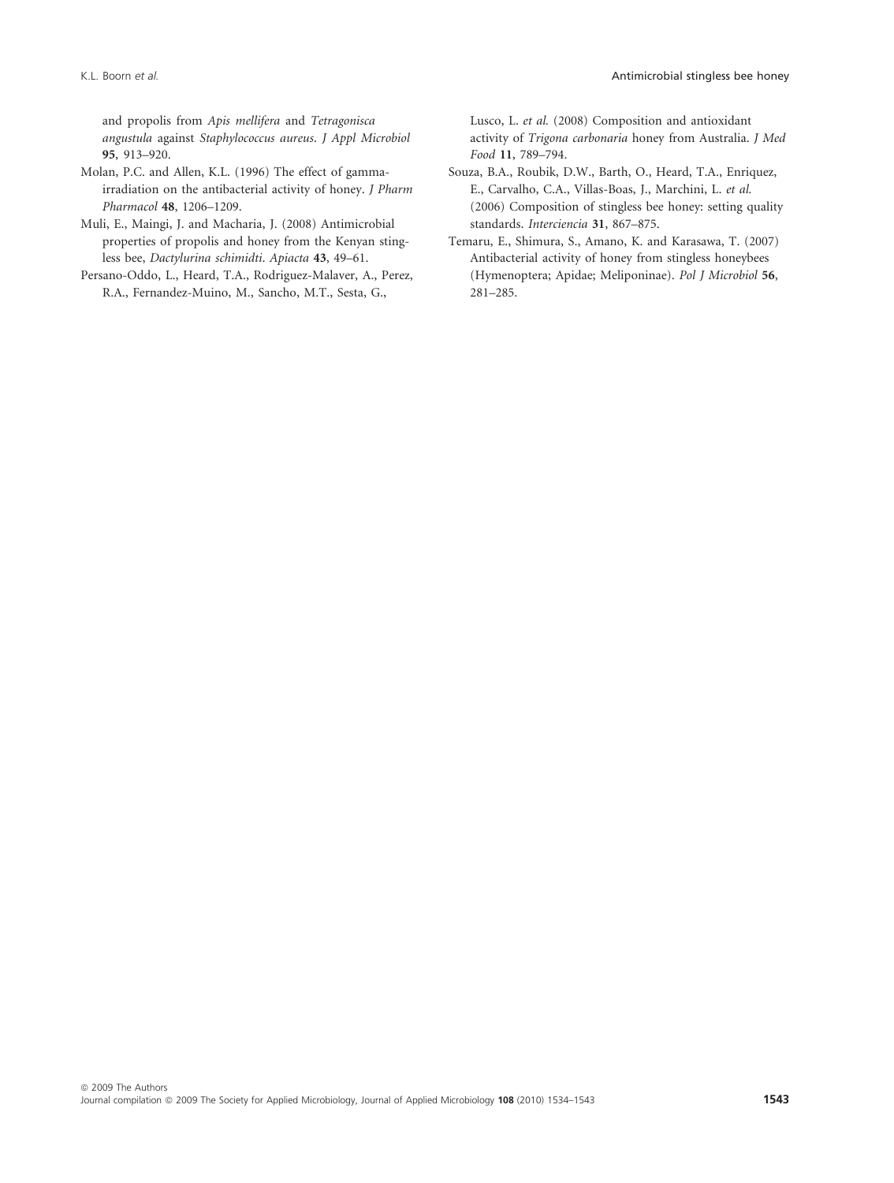and propolis from *Apis mellifera* and *Tetragonisca angustula* against *Staphylococcus aureus*. *J Appl Microbiol* **95**, 913–920.

Molan, P.C. and Allen, K.L. (1996) The effect of gamma-irradiation on the antibacterial activity of honey. *J Pharm Pharmacol* **48**, 1206–1209.

Muli, E., Maingi, J. and Macharia, J. (2008) Antimicrobial properties of propolis and honey from the Kenyan stingless bee, *Dactylurina schimidti*. *Apiacta* **43**, 49–61.

Persano-Oddo, L., Heard, T.A., Rodriguez-Malaver, A., Perez, R.A., Fernandez-Muino, M., Sancho, M.T., Sesta, G., Lusco, L. *et al.* (2008) Composition and antioxidant activity of *Trigona carbonaria* honey from Australia. *J Med Food* **11**, 789–794.

Souza, B.A., Roubik, D.W., Barth, O., Heard, T.A., Enriquez, E., Carvalho, C.A., Villas-Boas, J., Marchini, L. *et al.* (2006) Composition of stingless bee honey: setting quality standards. *Interciencia* **31**, 867–875.

Temaru, E., Shimura, S., Amano, K. and Karasawa, T. (2007) Antibacterial activity of honey from stingless honeybees (Hymenoptera; Apidae; Meliponinae). *Pol J Microbiol* **56**, 281–285.